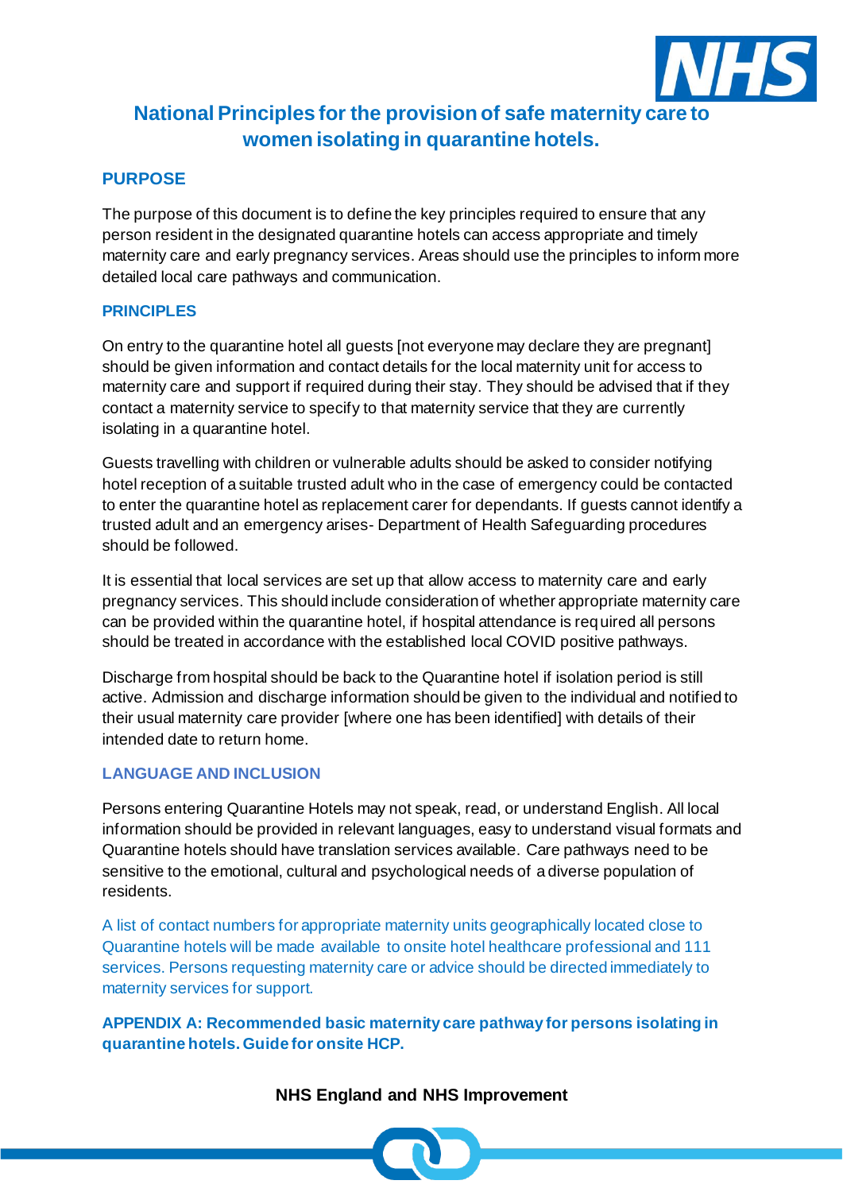# National Principles for the provision of safe maternity care to women isolating in quarantine hotels.

## PURPOSE

The purpose of this document is to define the key principles required to ensure that any person resident in the designated quarantine hotels can access appropriate and timely maternity care and early pregnancy services. Areas should use the principles to inform more detailed local care pathways and communication.

## PRINCIPLES

On entry to the quarantine hotel all guests [not everyone may declare they are pregnant] should be given information and contact details for the local maternity unit for access to maternity care and support if required during their stay. They should be advised that if they contact a maternity service to specify to that maternity service that they are currently isolating in a quarantine hotel.

Guests travelling with children or vulnerable adults should be asked to consider notifying hotel reception of a suitable trusted adult who in the case of emergency could be contacted to enter the quarantine hotel as replacement carer for dependants. If guests cannot identify a trusted adult and an emergency arises- Department of Health Safeguarding procedures should be followed.

It is essential that local services are set up that allow access to maternity care and early pregnancy services. This should include consideration of whether appropriate maternity care can be provided within the quarantine hotel, if hospital attendance is required all persons should be treated in accordance with the established local COVID positive pathways.

Discharge from hospital should be back to the Quarantine hotel if isolation period is still active. Admission and discharge information should be given to the individual and notified to their usual maternity care provider [where one has been identified] with details of their intended date to return home.

## LANGUAGE AND INCLUSION

Persons entering Quarantine Hotels may not speak, read, or understand English. All local information should be provided in relevant languages, easy to understand visual formats and Quarantine hotels should have translation services available. Care pathways need to be sensitive to the emotional, cultural and psychological needs of a diverse population of residents.

A list of contact numbers for appropriate maternity units geographically located close to Quarantine hotels will be made available to onsite hotel healthcare professional and 111 services. Persons requesting maternity care or advice should be directed immediately to maternity services for support.

**APPENDIX A: Recommended basic maternity care pathway for persons isolating in quarantine hotels. Guide for onsite HCP.**

**NHS England and NHS Improvement**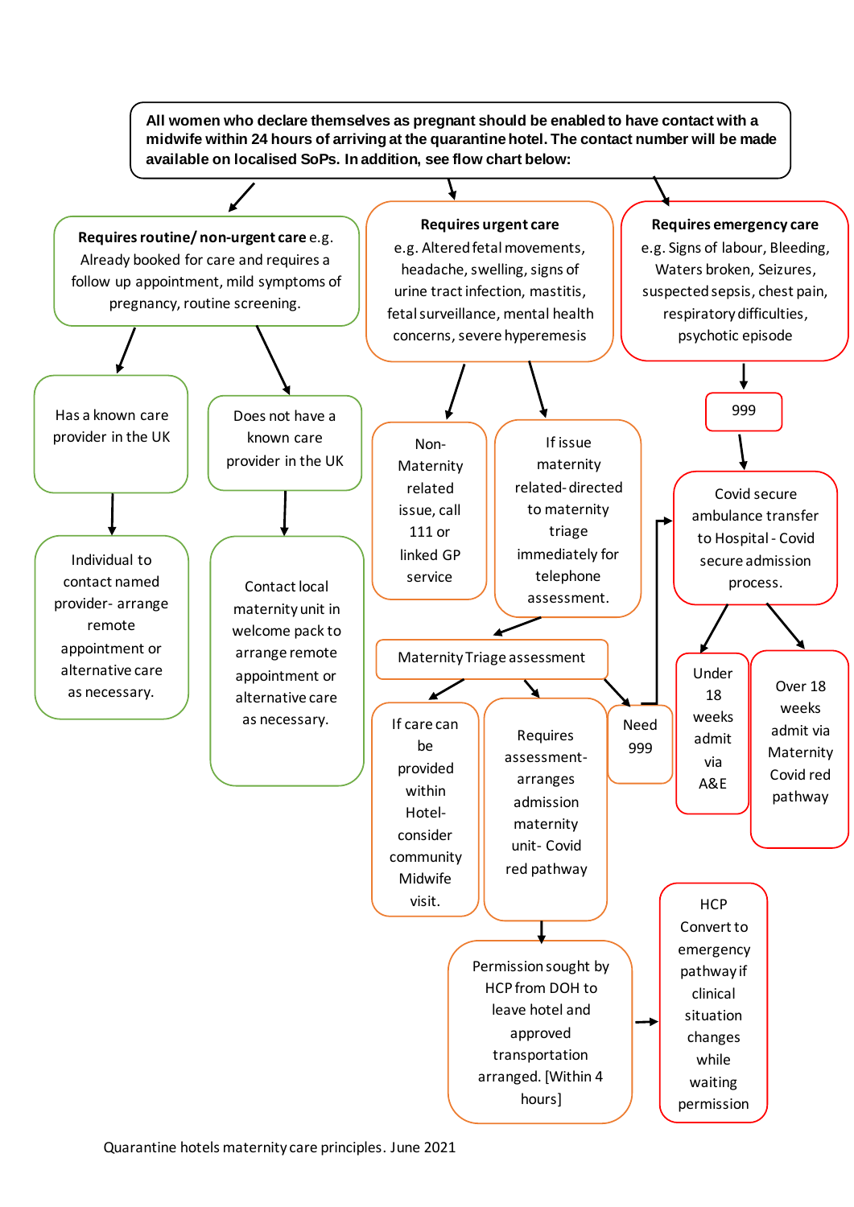**All women who declare themselves as pregnant should be enabled to have contact with a midwife within 24 hours of arriving at the quarantine hotel. The contact number will be made available on localised SoPs. In addition, see flow chart below:**

**Requires routine/ non-urgent care** e.g. Already booked for care and requires a follow up appointment, mild symptoms of pregnancy, routine screening.

- Has a known care provider in the UK
  - Individual to contact named provider- arrange remote appointment or alternative care as necessary.
- Does not have a known care provider in the UK
  - Contact local maternity unit in welcome pack to arrange remote appointment or alternative care as necessary.

**Requires urgent care**
e.g. Altered fetal movements, headache, swelling, signs of urine tract infection, mastitis, fetal surveillance, mental health concerns, severe hyperemesis

- Non-Maternity related issue, call 111 or linked GP service
- If issue maternity related- directed to maternity triage immediately for telephone assessment.
  - Maternity Triage assessment
    - If care can be provided within Hotel- consider community Midwife visit.
    - Requires assessment- arranges admission maternity unit- Covid red pathway
      - Permission sought by HCP from DOH to leave hotel and approved transportation arranged. [Within 4 hours]
        - HCP Convert to emergency pathway if clinical situation changes while waiting permission
    - Need 999 → Covid secure ambulance transfer to Hospital - Covid secure admission process.

**Requires emergency care**
e.g. Signs of labour, Bleeding, Waters broken, Seizures, suspected sepsis, chest pain, respiratory difficulties, psychotic episode

- 999
  - Covid secure ambulance transfer to Hospital - Covid secure admission process.
    - Under 18 weeks admit via A&E
    - Over 18 weeks admit via Maternity Covid red pathway

Quarantine hotels maternity care principles. June 2021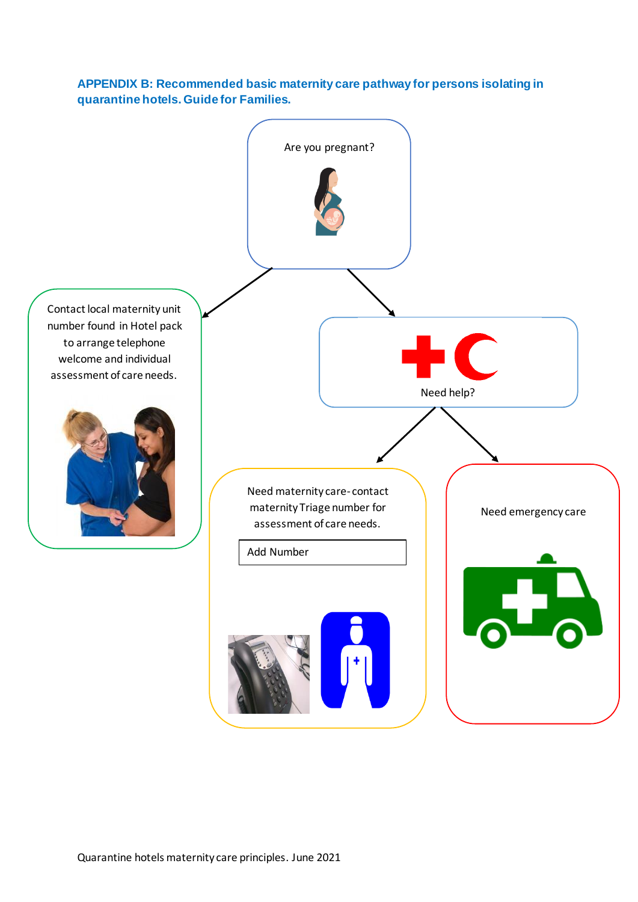### APPENDIX B: Recommended basic maternity care pathway for persons isolating in quarantine hotels. Guide for Families.

Are you pregnant?

Contact local maternity unit number found in Hotel pack to arrange telephone welcome and individual assessment of care needs.

Need help?

Need maternity care- contact maternity Triage number for assessment of care needs.

Add Number

Need emergency care

Quarantine hotels maternity care principles. June 2021